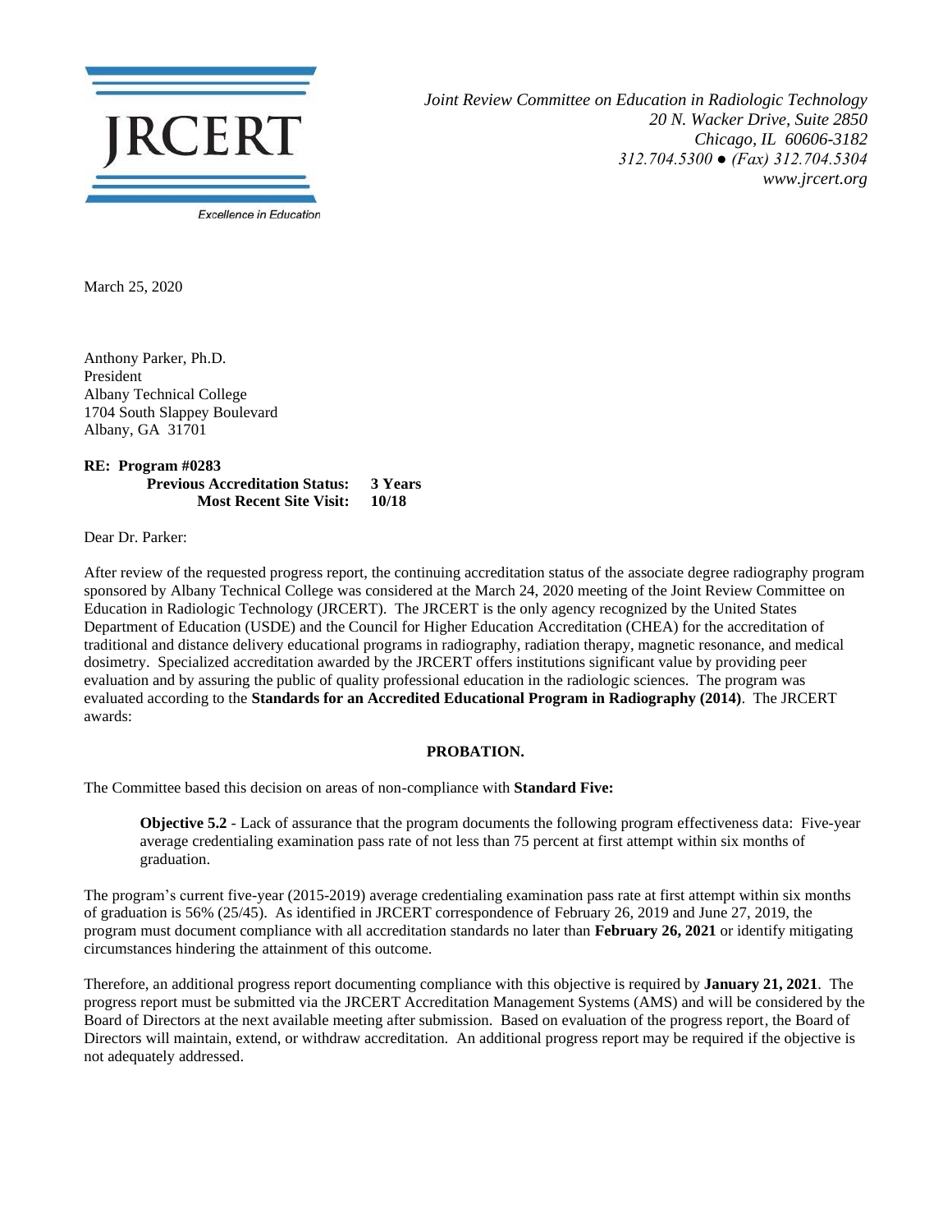**JRCERT**

Excellence in Education

*Joint Review Committee on Education in Radiologic Technology*
*20 N. Wacker Drive, Suite 2850*
*Chicago, IL 60606-3182*
*312.704.5300 ● (Fax) 312.704.5304*
*www.jrcert.org*

March 25, 2020

Anthony Parker, Ph.D.
President
Albany Technical College
1704 South Slappey Boulevard
Albany, GA 31701

**RE: Program #0283**
**Previous Accreditation Status: 3 Years**
**Most Recent Site Visit: 10/18**

Dear Dr. Parker:

After review of the requested progress report, the continuing accreditation status of the associate degree radiography program sponsored by Albany Technical College was considered at the March 24, 2020 meeting of the Joint Review Committee on Education in Radiologic Technology (JRCERT). The JRCERT is the only agency recognized by the United States Department of Education (USDE) and the Council for Higher Education Accreditation (CHEA) for the accreditation of traditional and distance delivery educational programs in radiography, radiation therapy, magnetic resonance, and medical dosimetry. Specialized accreditation awarded by the JRCERT offers institutions significant value by providing peer evaluation and by assuring the public of quality professional education in the radiologic sciences. The program was evaluated according to the **Standards for an Accredited Educational Program in Radiography (2014)**. The JRCERT awards:

**PROBATION.**

The Committee based this decision on areas of non-compliance with **Standard Five:**

> **Objective 5.2** - Lack of assurance that the program documents the following program effectiveness data: Five-year average credentialing examination pass rate of not less than 75 percent at first attempt within six months of graduation.

The program's current five-year (2015-2019) average credentialing examination pass rate at first attempt within six months of graduation is 56% (25/45). As identified in JRCERT correspondence of February 26, 2019 and June 27, 2019, the program must document compliance with all accreditation standards no later than **February 26, 2021** or identify mitigating circumstances hindering the attainment of this outcome.

Therefore, an additional progress report documenting compliance with this objective is required by **January 21, 2021**. The progress report must be submitted via the JRCERT Accreditation Management Systems (AMS) and will be considered by the Board of Directors at the next available meeting after submission. Based on evaluation of the progress report, the Board of Directors will maintain, extend, or withdraw accreditation. An additional progress report may be required if the objective is not adequately addressed.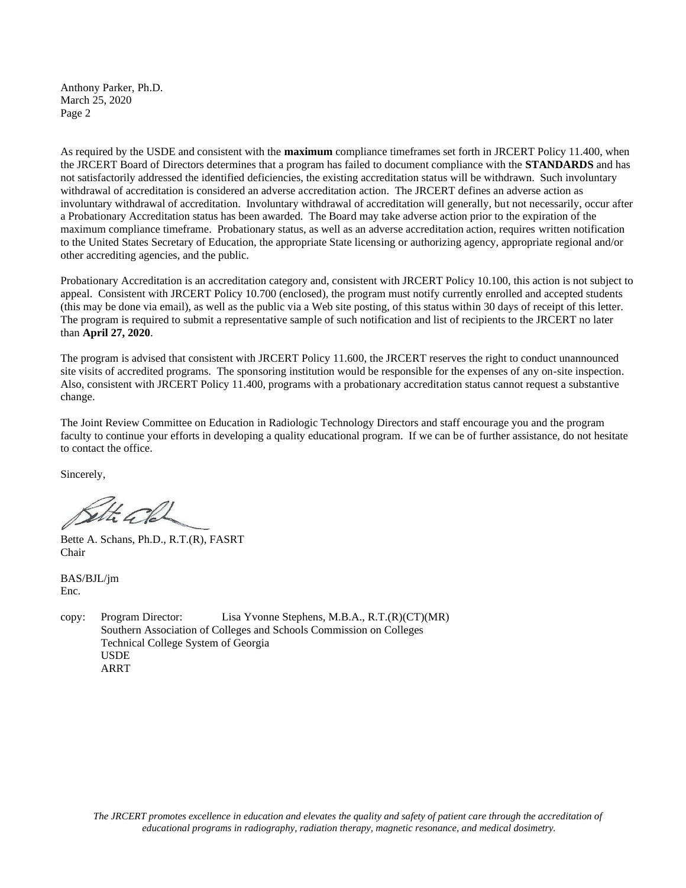Anthony Parker, Ph.D.
March 25, 2020
Page 2

As required by the USDE and consistent with the **maximum** compliance timeframes set forth in JRCERT Policy 11.400, when the JRCERT Board of Directors determines that a program has failed to document compliance with the **STANDARDS** and has not satisfactorily addressed the identified deficiencies, the existing accreditation status will be withdrawn. Such involuntary withdrawal of accreditation is considered an adverse accreditation action. The JRCERT defines an adverse action as involuntary withdrawal of accreditation. Involuntary withdrawal of accreditation will generally, but not necessarily, occur after a Probationary Accreditation status has been awarded. The Board may take adverse action prior to the expiration of the maximum compliance timeframe. Probationary status, as well as an adverse accreditation action, requires written notification to the United States Secretary of Education, the appropriate State licensing or authorizing agency, appropriate regional and/or other accrediting agencies, and the public.

Probationary Accreditation is an accreditation category and, consistent with JRCERT Policy 10.100, this action is not subject to appeal. Consistent with JRCERT Policy 10.700 (enclosed), the program must notify currently enrolled and accepted students (this may be done via email), as well as the public via a Web site posting, of this status within 30 days of receipt of this letter. The program is required to submit a representative sample of such notification and list of recipients to the JRCERT no later than **April 27, 2020**.

The program is advised that consistent with JRCERT Policy 11.600, the JRCERT reserves the right to conduct unannounced site visits of accredited programs. The sponsoring institution would be responsible for the expenses of any on-site inspection. Also, consistent with JRCERT Policy 11.400, programs with a probationary accreditation status cannot request a substantive change.

The Joint Review Committee on Education in Radiologic Technology Directors and staff encourage you and the program faculty to continue your efforts in developing a quality educational program. If we can be of further assistance, do not hesitate to contact the office.

Sincerely,

Bette A. Schans, Ph.D., R.T.(R), FASRT
Chair

BAS/BJL/jm
Enc.

copy: Program Director: Lisa Yvonne Stephens, M.B.A., R.T.(R)(CT)(MR)
Southern Association of Colleges and Schools Commission on Colleges
Technical College System of Georgia
USDE
ARRT

*The JRCERT promotes excellence in education and elevates the quality and safety of patient care through the accreditation of educational programs in radiography, radiation therapy, magnetic resonance, and medical dosimetry.*